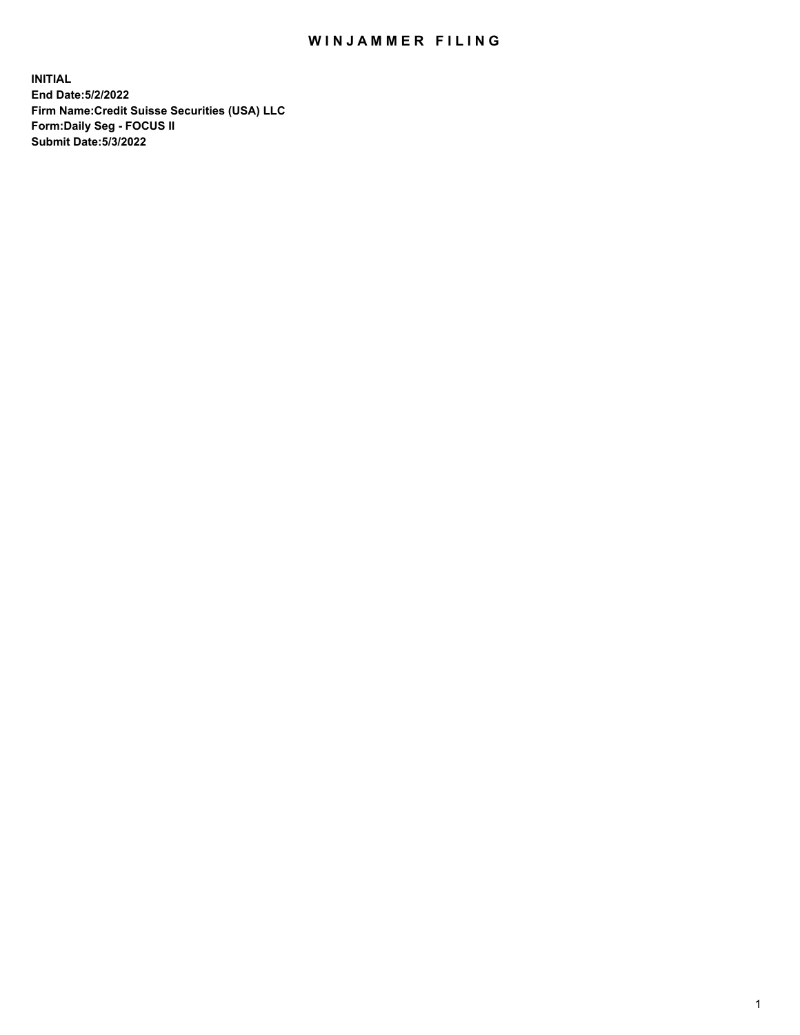# WINJAMMER FILING

**INITIAL**
**End Date:5/2/2022**
**Firm Name:Credit Suisse Securities (USA) LLC**
**Form:Daily Seg - FOCUS II**
**Submit Date:5/3/2022**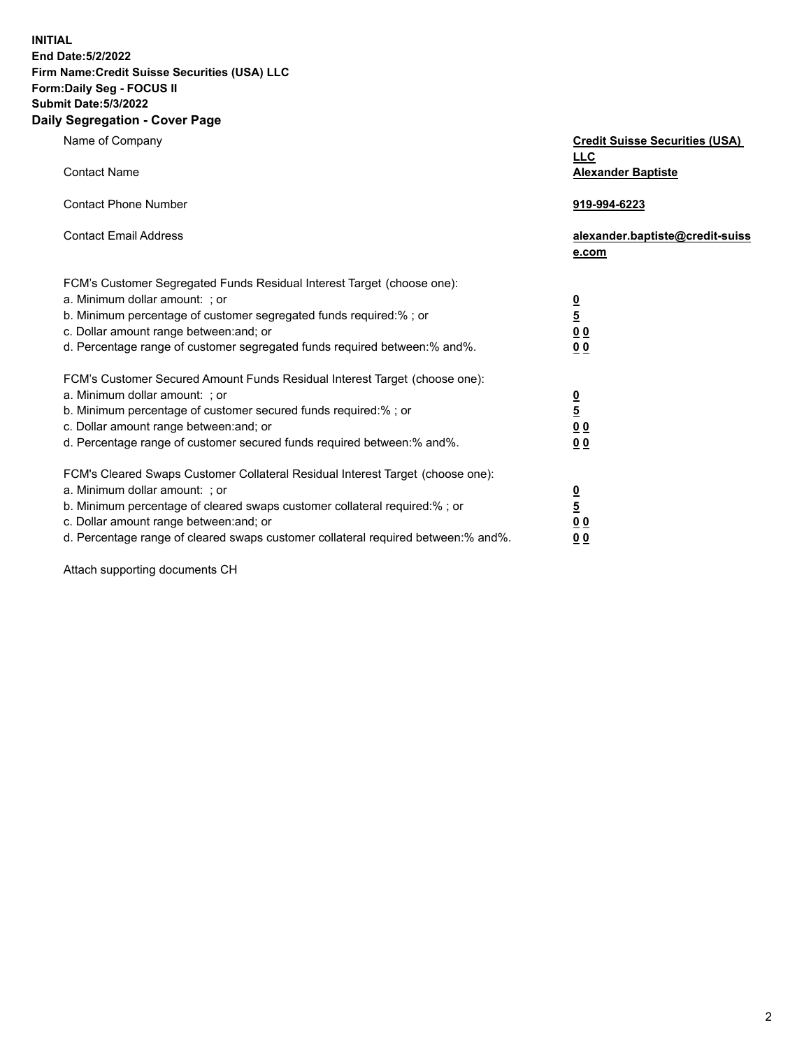**INITIAL**
**End Date:5/2/2022**
**Firm Name:Credit Suisse Securities (USA) LLC**
**Form:Daily Seg - FOCUS II**
**Submit Date:5/3/2022**

## Daily Segregation - Cover Page

| | |
|---|---|
| Name of Company | **Credit Suisse Securities (USA) LLC** |
| Contact Name | **Alexander Baptiste** |
| Contact Phone Number | **919-994-6223** |
| Contact Email Address | **alexander.baptiste@credit-suisse.com** |

| | |
|---|---|
| FCM's Customer Segregated Funds Residual Interest Target (choose one): | |
| a. Minimum dollar amount: ; or | **0** |
| b. Minimum percentage of customer segregated funds required:% ; or | **5** |
| c. Dollar amount range between:and; or | **0 0** |
| d. Percentage range of customer segregated funds required between:% and%. | **0 0** |
| FCM's Customer Secured Amount Funds Residual Interest Target (choose one): | |
| a. Minimum dollar amount: ; or | **0** |
| b. Minimum percentage of customer secured funds required:% ; or | **5** |
| c. Dollar amount range between:and; or | **0 0** |
| d. Percentage range of customer secured funds required between:% and%. | **0 0** |
| FCM's Cleared Swaps Customer Collateral Residual Interest Target (choose one): | |
| a. Minimum dollar amount: ; or | **0** |
| b. Minimum percentage of cleared swaps customer collateral required:% ; or | **5** |
| c. Dollar amount range between:and; or | **0 0** |
| d. Percentage range of cleared swaps customer collateral required between:% and%. | **0 0** |

Attach supporting documents CH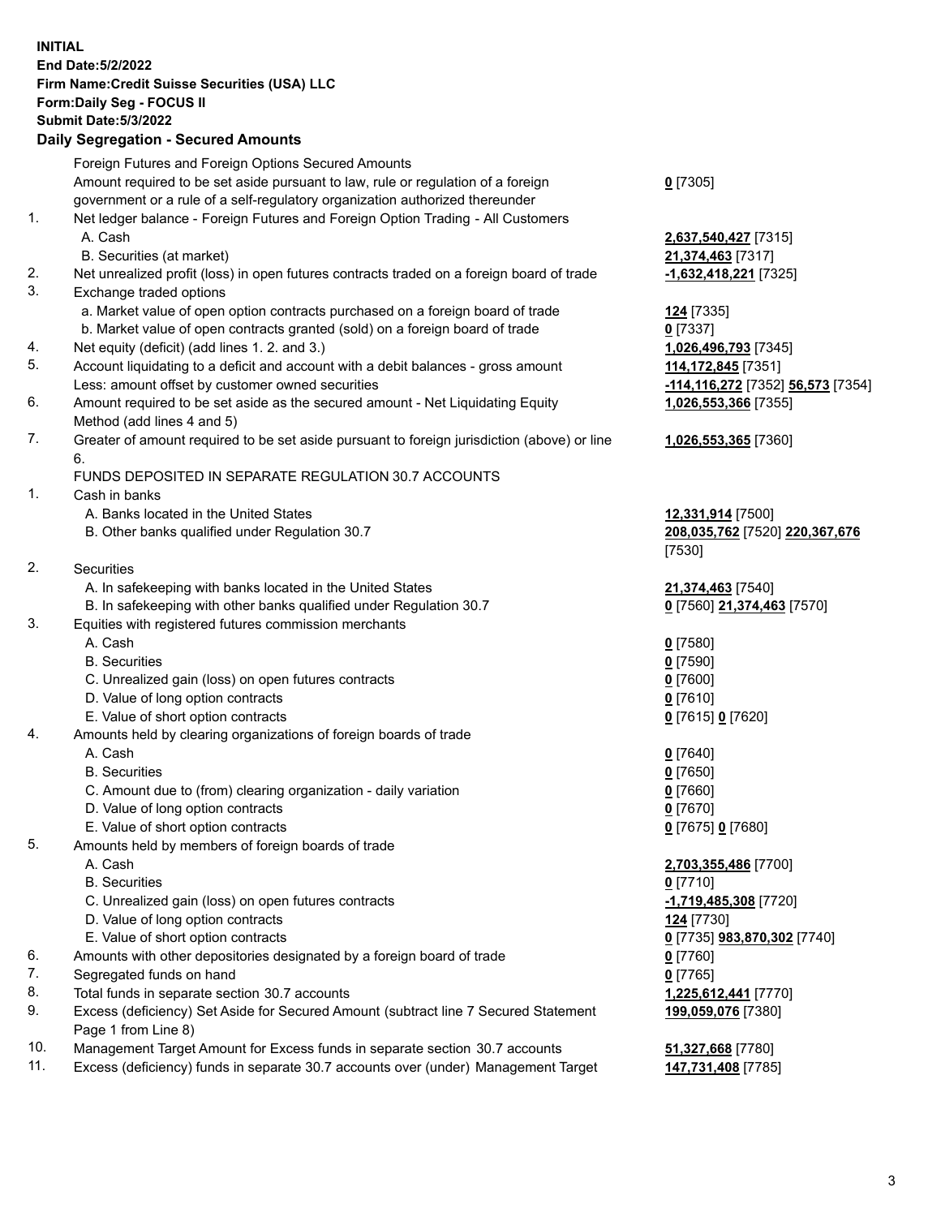**INITIAL**
**End Date:5/2/2022**
**Firm Name:Credit Suisse Securities (USA) LLC**
**Form:Daily Seg - FOCUS II**
**Submit Date:5/3/2022**

## Daily Segregation - Secured Amounts

| | | |
|---|---|---|
| | Foreign Futures and Foreign Options Secured Amounts | |
| | Amount required to be set aside pursuant to law, rule or regulation of a foreign government or a rule of a self-regulatory organization authorized thereunder | **0** [7305] |
| 1. | Net ledger balance - Foreign Futures and Foreign Option Trading - All Customers | |
| | A. Cash | **2,637,540,427** [7315] |
| | B. Securities (at market) | **21,374,463** [7317] |
| 2. | Net unrealized profit (loss) in open futures contracts traded on a foreign board of trade | **-1,632,418,221** [7325] |
| 3. | Exchange traded options | |
| | a. Market value of open option contracts purchased on a foreign board of trade | **124** [7335] |
| | b. Market value of open contracts granted (sold) on a foreign board of trade | **0** [7337] |
| 4. | Net equity (deficit) (add lines 1. 2. and 3.) | **1,026,496,793** [7345] |
| 5. | Account liquidating to a deficit and account with a debit balances - gross amount | **114,172,845** [7351] |
| | Less: amount offset by customer owned securities | **-114,116,272** [7352] **56,573** [7354] |
| 6. | Amount required to be set aside as the secured amount - Net Liquidating Equity Method (add lines 4 and 5) | **1,026,553,366** [7355] |
| 7. | Greater of amount required to be set aside pursuant to foreign jurisdiction (above) or line 6. | **1,026,553,365** [7360] |
| | FUNDS DEPOSITED IN SEPARATE REGULATION 30.7 ACCOUNTS | |
| 1. | Cash in banks | |
| | A. Banks located in the United States | **12,331,914** [7500] |
| | B. Other banks qualified under Regulation 30.7 | **208,035,762** [7520] **220,367,676** [7530] |
| 2. | Securities | |
| | A. In safekeeping with banks located in the United States | **21,374,463** [7540] |
| | B. In safekeeping with other banks qualified under Regulation 30.7 | **0** [7560] **21,374,463** [7570] |
| 3. | Equities with registered futures commission merchants | |
| | A. Cash | **0** [7580] |
| | B. Securities | **0** [7590] |
| | C. Unrealized gain (loss) on open futures contracts | **0** [7600] |
| | D. Value of long option contracts | **0** [7610] |
| | E. Value of short option contracts | **0** [7615] **0** [7620] |
| 4. | Amounts held by clearing organizations of foreign boards of trade | |
| | A. Cash | **0** [7640] |
| | B. Securities | **0** [7650] |
| | C. Amount due to (from) clearing organization - daily variation | **0** [7660] |
| | D. Value of long option contracts | **0** [7670] |
| | E. Value of short option contracts | **0** [7675] **0** [7680] |
| 5. | Amounts held by members of foreign boards of trade | |
| | A. Cash | **2,703,355,486** [7700] |
| | B. Securities | **0** [7710] |
| | C. Unrealized gain (loss) on open futures contracts | **-1,719,485,308** [7720] |
| | D. Value of long option contracts | **124** [7730] |
| | E. Value of short option contracts | **0** [7735] **983,870,302** [7740] |
| 6. | Amounts with other depositories designated by a foreign board of trade | **0** [7760] |
| 7. | Segregated funds on hand | **0** [7765] |
| 8. | Total funds in separate section 30.7 accounts | **1,225,612,441** [7770] |
| 9. | Excess (deficiency) Set Aside for Secured Amount (subtract line 7 Secured Statement Page 1 from Line 8) | **199,059,076** [7380] |
| 10. | Management Target Amount for Excess funds in separate section 30.7 accounts | **51,327,668** [7780] |
| 11. | Excess (deficiency) funds in separate 30.7 accounts over (under) Management Target | **147,731,408** [7785] |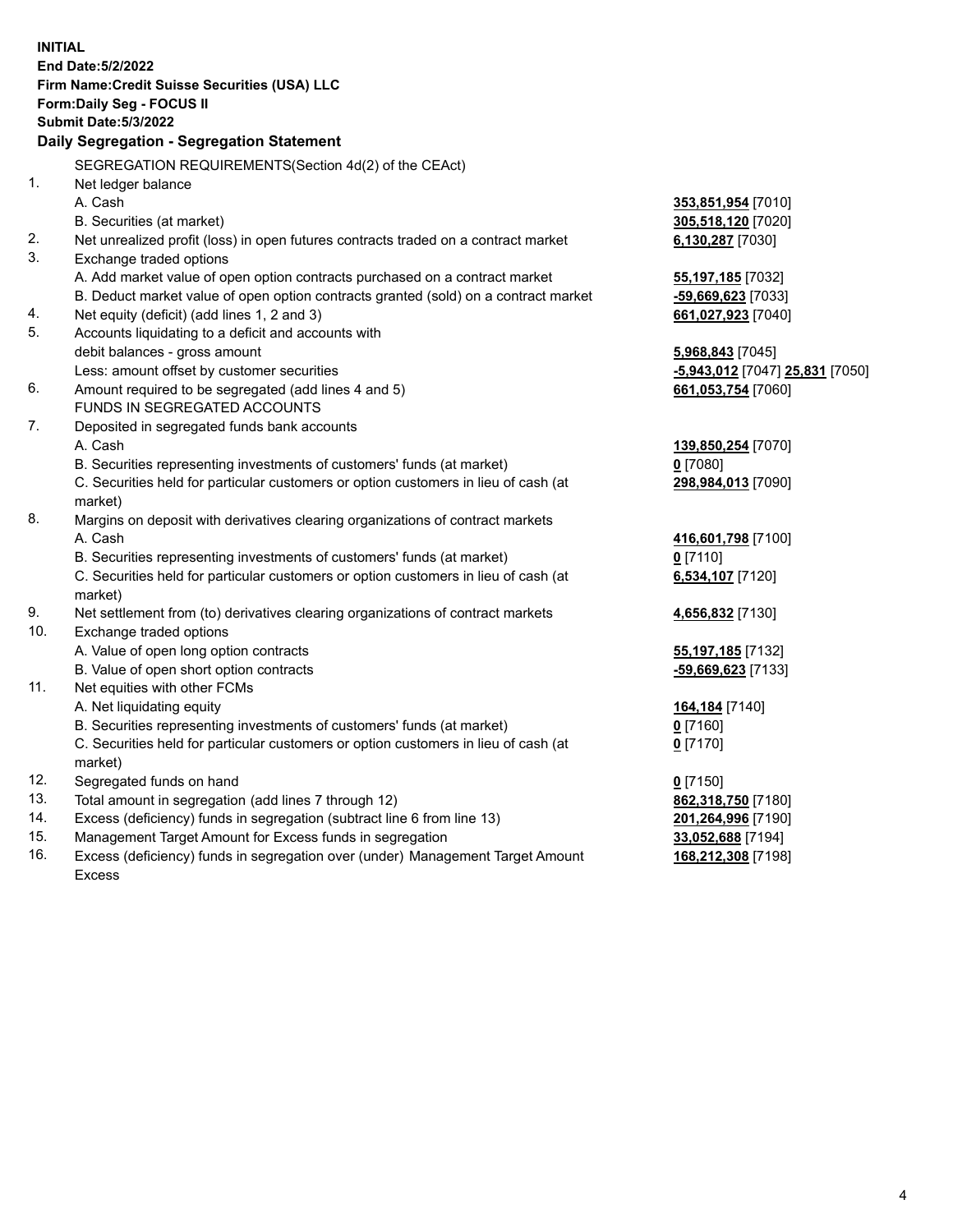**INITIAL**
**End Date:5/2/2022**
**Firm Name:Credit Suisse Securities (USA) LLC**
**Form:Daily Seg - FOCUS II**
**Submit Date:5/3/2022**

### Daily Segregation - Segregation Statement

SEGREGATION REQUIREMENTS(Section 4d(2) of the CEAct)

| | | |
|---|---|---|
| 1. | Net ledger balance | |
| | A. Cash | **353,851,954** [7010] |
| | B. Securities (at market) | **305,518,120** [7020] |
| 2. | Net unrealized profit (loss) in open futures contracts traded on a contract market | **6,130,287** [7030] |
| 3. | Exchange traded options | |
| | A. Add market value of open option contracts purchased on a contract market | **55,197,185** [7032] |
| | B. Deduct market value of open option contracts granted (sold) on a contract market | **-59,669,623** [7033] |
| 4. | Net equity (deficit) (add lines 1, 2 and 3) | **661,027,923** [7040] |
| 5. | Accounts liquidating to a deficit and accounts with | |
| | debit balances - gross amount | **5,968,843** [7045] |
| | Less: amount offset by customer securities | **-5,943,012** [7047] **25,831** [7050] |
| 6. | Amount required to be segregated (add lines 4 and 5) | **661,053,754** [7060] |
| | FUNDS IN SEGREGATED ACCOUNTS | |
| 7. | Deposited in segregated funds bank accounts | |
| | A. Cash | **139,850,254** [7070] |
| | B. Securities representing investments of customers' funds (at market) | **0** [7080] |
| | C. Securities held for particular customers or option customers in lieu of cash (at market) | **298,984,013** [7090] |
| 8. | Margins on deposit with derivatives clearing organizations of contract markets | |
| | A. Cash | **416,601,798** [7100] |
| | B. Securities representing investments of customers' funds (at market) | **0** [7110] |
| | C. Securities held for particular customers or option customers in lieu of cash (at market) | **6,534,107** [7120] |
| 9. | Net settlement from (to) derivatives clearing organizations of contract markets | **4,656,832** [7130] |
| 10. | Exchange traded options | |
| | A. Value of open long option contracts | **55,197,185** [7132] |
| | B. Value of open short option contracts | **-59,669,623** [7133] |
| 11. | Net equities with other FCMs | |
| | A. Net liquidating equity | **164,184** [7140] |
| | B. Securities representing investments of customers' funds (at market) | **0** [7160] |
| | C. Securities held for particular customers or option customers in lieu of cash (at market) | **0** [7170] |
| 12. | Segregated funds on hand | **0** [7150] |
| 13. | Total amount in segregation (add lines 7 through 12) | **862,318,750** [7180] |
| 14. | Excess (deficiency) funds in segregation (subtract line 6 from line 13) | **201,264,996** [7190] |
| 15. | Management Target Amount for Excess funds in segregation | **33,052,688** [7194] |
| 16. | Excess (deficiency) funds in segregation over (under) Management Target Amount Excess | **168,212,308** [7198] |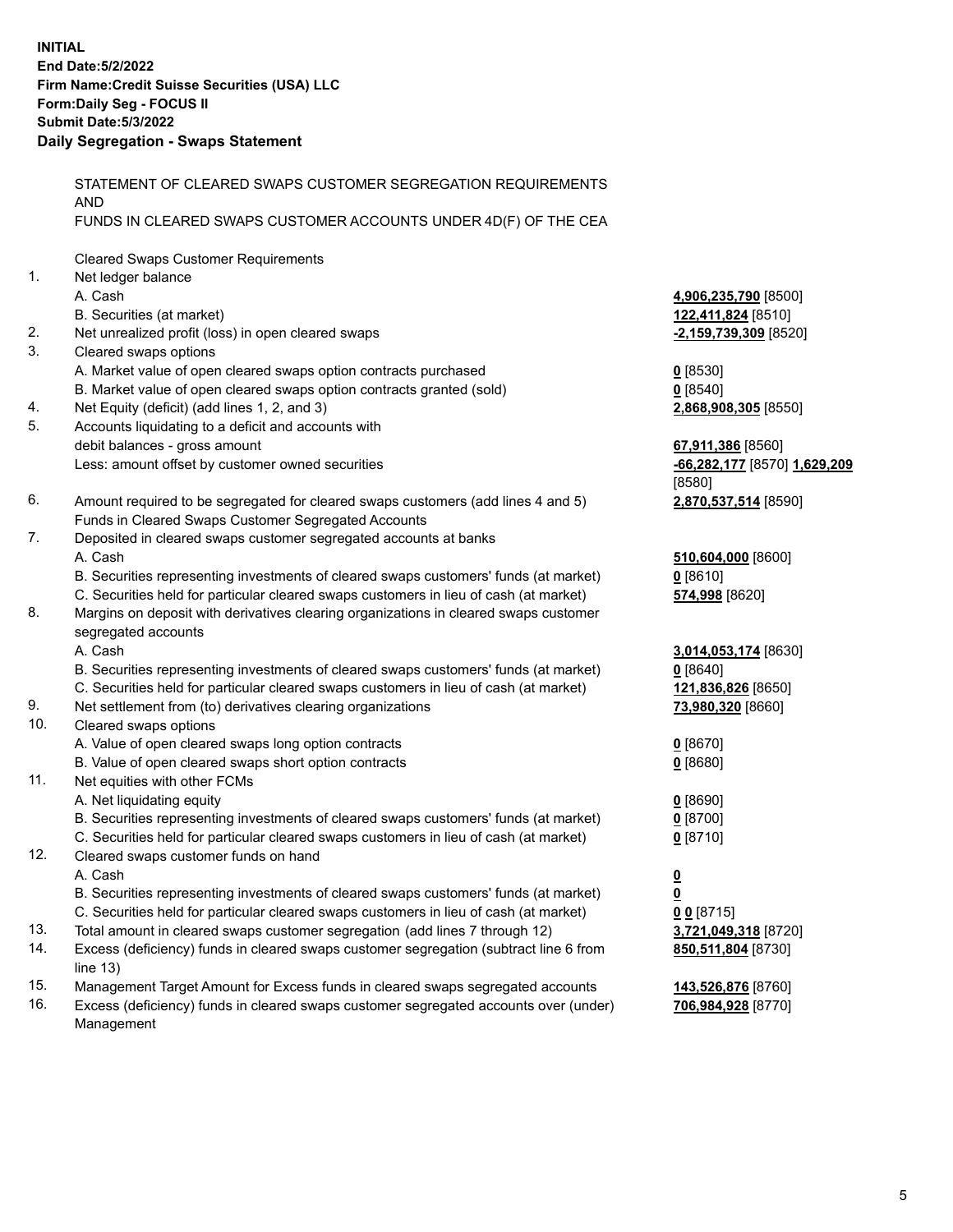**INITIAL**
**End Date:5/2/2022**
**Firm Name:Credit Suisse Securities (USA) LLC**
**Form:Daily Seg - FOCUS II**
**Submit Date:5/3/2022**
**Daily Segregation - Swaps Statement**

STATEMENT OF CLEARED SWAPS CUSTOMER SEGREGATION REQUIREMENTS AND
FUNDS IN CLEARED SWAPS CUSTOMER ACCOUNTS UNDER 4D(F) OF THE CEA

| | | |
|---|---|---|
| | Cleared Swaps Customer Requirements | |
| 1. | Net ledger balance | |
| | A. Cash | **4,906,235,790** [8500] |
| | B. Securities (at market) | **122,411,824** [8510] |
| 2. | Net unrealized profit (loss) in open cleared swaps | **-2,159,739,309** [8520] |
| 3. | Cleared swaps options | |
| | A. Market value of open cleared swaps option contracts purchased | **0** [8530] |
| | B. Market value of open cleared swaps option contracts granted (sold) | **0** [8540] |
| 4. | Net Equity (deficit) (add lines 1, 2, and 3) | **2,868,908,305** [8550] |
| 5. | Accounts liquidating to a deficit and accounts with debit balances - gross amount | **67,911,386** [8560] |
| | Less: amount offset by customer owned securities | **-66,282,177** [8570] **1,629,209** [8580] |
| 6. | Amount required to be segregated for cleared swaps customers (add lines 4 and 5) | **2,870,537,514** [8590] |
| | Funds in Cleared Swaps Customer Segregated Accounts | |
| 7. | Deposited in cleared swaps customer segregated accounts at banks | |
| | A. Cash | **510,604,000** [8600] |
| | B. Securities representing investments of cleared swaps customers' funds (at market) | **0** [8610] |
| | C. Securities held for particular cleared swaps customers in lieu of cash (at market) | **574,998** [8620] |
| 8. | Margins on deposit with derivatives clearing organizations in cleared swaps customer segregated accounts | |
| | A. Cash | **3,014,053,174** [8630] |
| | B. Securities representing investments of cleared swaps customers' funds (at market) | **0** [8640] |
| | C. Securities held for particular cleared swaps customers in lieu of cash (at market) | **121,836,826** [8650] |
| 9. | Net settlement from (to) derivatives clearing organizations | **73,980,320** [8660] |
| 10. | Cleared swaps options | |
| | A. Value of open cleared swaps long option contracts | **0** [8670] |
| | B. Value of open cleared swaps short option contracts | **0** [8680] |
| 11. | Net equities with other FCMs | |
| | A. Net liquidating equity | **0** [8690] |
| | B. Securities representing investments of cleared swaps customers' funds (at market) | **0** [8700] |
| | C. Securities held for particular cleared swaps customers in lieu of cash (at market) | **0** [8710] |
| 12. | Cleared swaps customer funds on hand | |
| | A. Cash | **0** |
| | B. Securities representing investments of cleared swaps customers' funds (at market) | **0** |
| | C. Securities held for particular cleared swaps customers in lieu of cash (at market) | **0** **0** [8715] |
| 13. | Total amount in cleared swaps customer segregation (add lines 7 through 12) | **3,721,049,318** [8720] |
| 14. | Excess (deficiency) funds in cleared swaps customer segregation (subtract line 6 from line 13) | **850,511,804** [8730] |
| 15. | Management Target Amount for Excess funds in cleared swaps segregated accounts | **143,526,876** [8760] |
| 16. | Excess (deficiency) funds in cleared swaps customer segregated accounts over (under) Management | **706,984,928** [8770] |